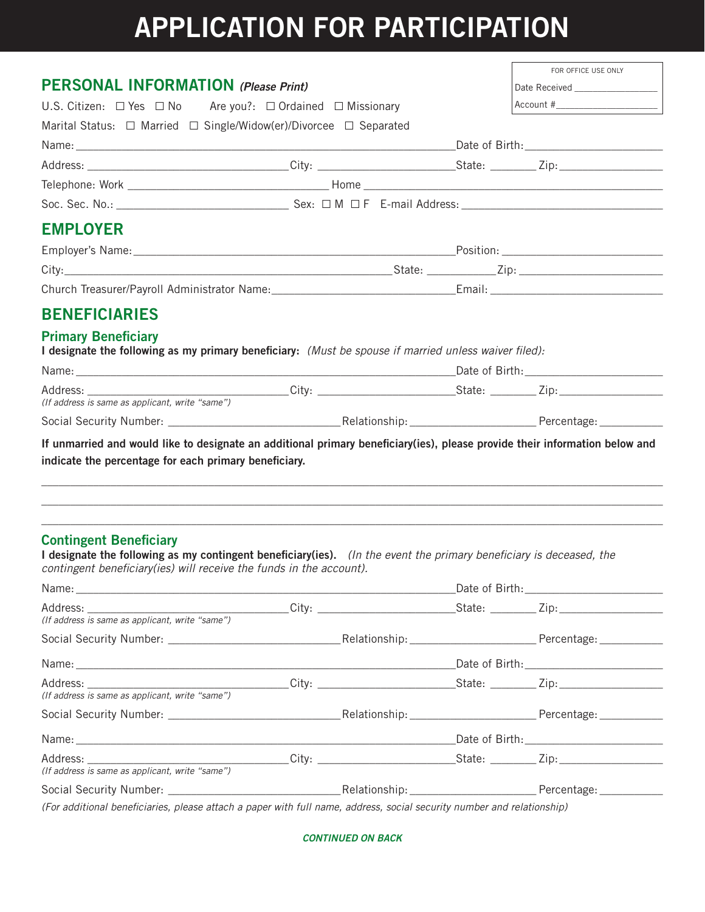# APPLICATION FOR PARTICIPATION

FOR OFFICE USE ONLY

Date Received ________________

Account #____________________

## PERSONAL INFORMATION *(Please Print)*

U.S. Citizen: ☐ Yes ☐ No    Are you?: ☐ Ordained ☐ Missionary

Marital Status: ☐ Married ☐ Single/Widow(er)/Divorcee ☐ Separated

Name: ____________________________________________ Date of Birth: ________________

Address: ________________________ City: ________________ State: ______ Zip: ____________

Telephone: Work ________________________ Home ____________________________________

Soc. Sec. No.: ____________________ Sex: ☐ M ☐ F E-mail Address: ________________________

## EMPLOYER

Employer's Name: ____________________________________________ Position: ____________________

City: ____________________________________________ State: ________ Zip: ________________

Church Treasurer/Payroll Administrator Name: ______________________ Email: ____________________

## BENEFICIARIES

### Primary Beneficiary

**I designate the following as my primary beneficiary:** *(Must be spouse if married unless waiver filed):*

Name: ____________________________________________ Date of Birth: ________________

Address: ________________________ City: ________________ State: ______ Zip: ____________
*(If address is same as applicant, write "same")*

Social Security Number: ____________________ Relationship: ________________ Percentage: ________

**If unmarried and would like to designate an additional primary beneficiary(ies), please provide their information below and indicate the percentage for each primary beneficiary.**

______________________________________________________________________________________

______________________________________________________________________________________

______________________________________________________________________________________

### Contingent Beneficiary

**I designate the following as my contingent beneficiary(ies).** *(In the event the primary beneficiary is deceased, the contingent beneficiary(ies) will receive the funds in the account).*

Name: ____________________________________________ Date of Birth: ________________

Address: ________________________ City: ________________ State: ______ Zip: ____________
*(If address is same as applicant, write "same")*

Social Security Number: ____________________ Relationship: ________________ Percentage: ________

Name: ____________________________________________ Date of Birth: ________________

Address: ________________________ City: ________________ State: ______ Zip: ____________
*(If address is same as applicant, write "same")*

Social Security Number: ____________________ Relationship: ________________ Percentage: ________

Name: ____________________________________________ Date of Birth: ________________

Address: ________________________ City: ________________ State: ______ Zip: ____________
*(If address is same as applicant, write "same")*

Social Security Number: ____________________ Relationship: ________________ Percentage: ________

*(For additional beneficiaries, please attach a paper with full name, address, social security number and relationship)*

***CONTINUED ON BACK***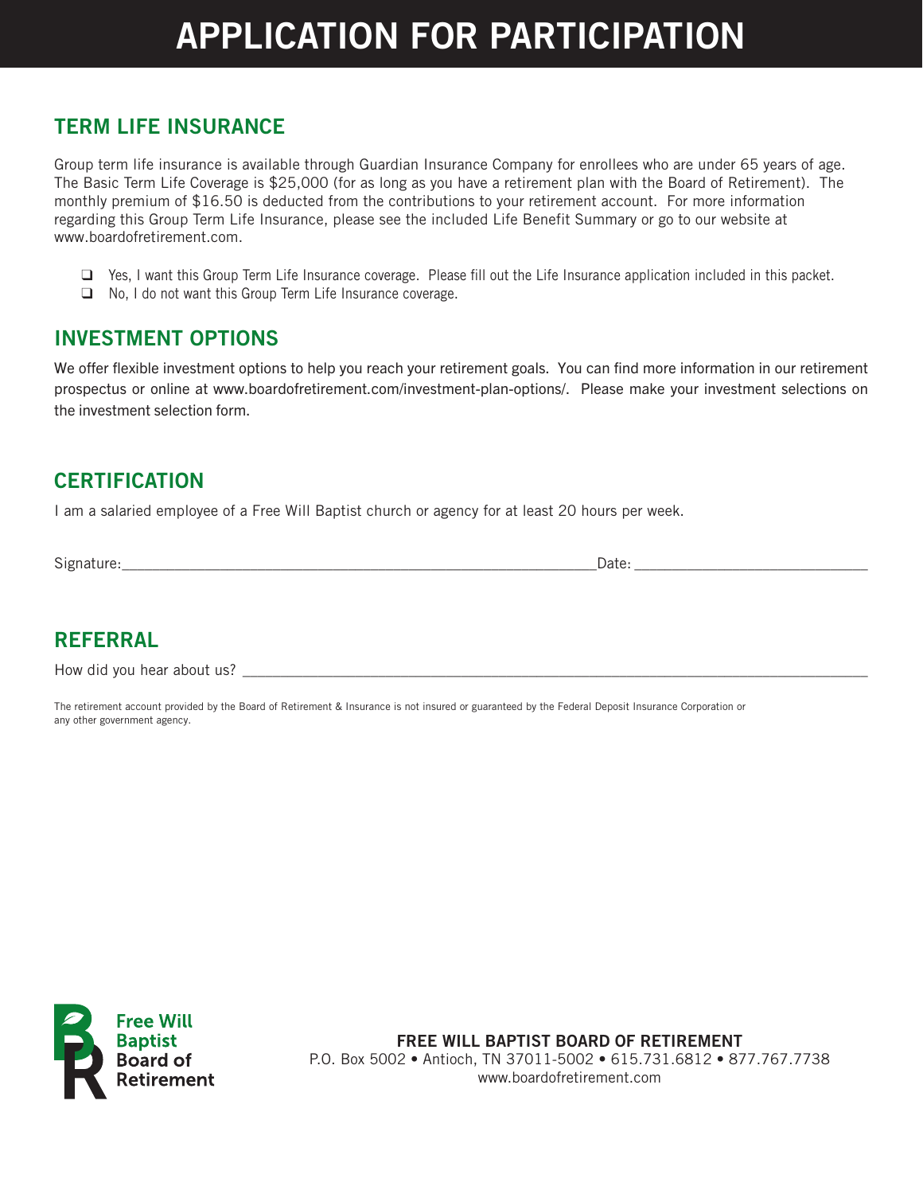# APPLICATION FOR PARTICIPATION

## TERM LIFE INSURANCE

Group term life insurance is available through Guardian Insurance Company for enrollees who are under 65 years of age. The Basic Term Life Coverage is $25,000 (for as long as you have a retirement plan with the Board of Retirement). The monthly premium of $16.50 is deducted from the contributions to your retirement account. For more information regarding this Group Term Life Insurance, please see the included Life Benefit Summary or go to our website at www.boardofretirement.com.

- ❑ Yes, I want this Group Term Life Insurance coverage. Please fill out the Life Insurance application included in this packet.
- ❑ No, I do not want this Group Term Life Insurance coverage.

## INVESTMENT OPTIONS

We offer flexible investment options to help you reach your retirement goals. You can find more information in our retirement prospectus or online at www.boardofretirement.com/investment-plan-options/. Please make your investment selections on the investment selection form.

## CERTIFICATION

I am a salaried employee of a Free Will Baptist church or agency for at least 20 hours per week.

Signature:____________________________________________________________Date: ______________________________

## REFERRAL

How did you hear about us? ________________________________________________________________________________

The retirement account provided by the Board of Retirement & Insurance is not insured or guaranteed by the Federal Deposit Insurance Corporation or any other government agency.

Free Will Baptist Board of Retirement

**FREE WILL BAPTIST BOARD OF RETIREMENT**
P.O. Box 5002 • Antioch, TN 37011-5002 • 615.731.6812 • 877.767.7738
www.boardofretirement.com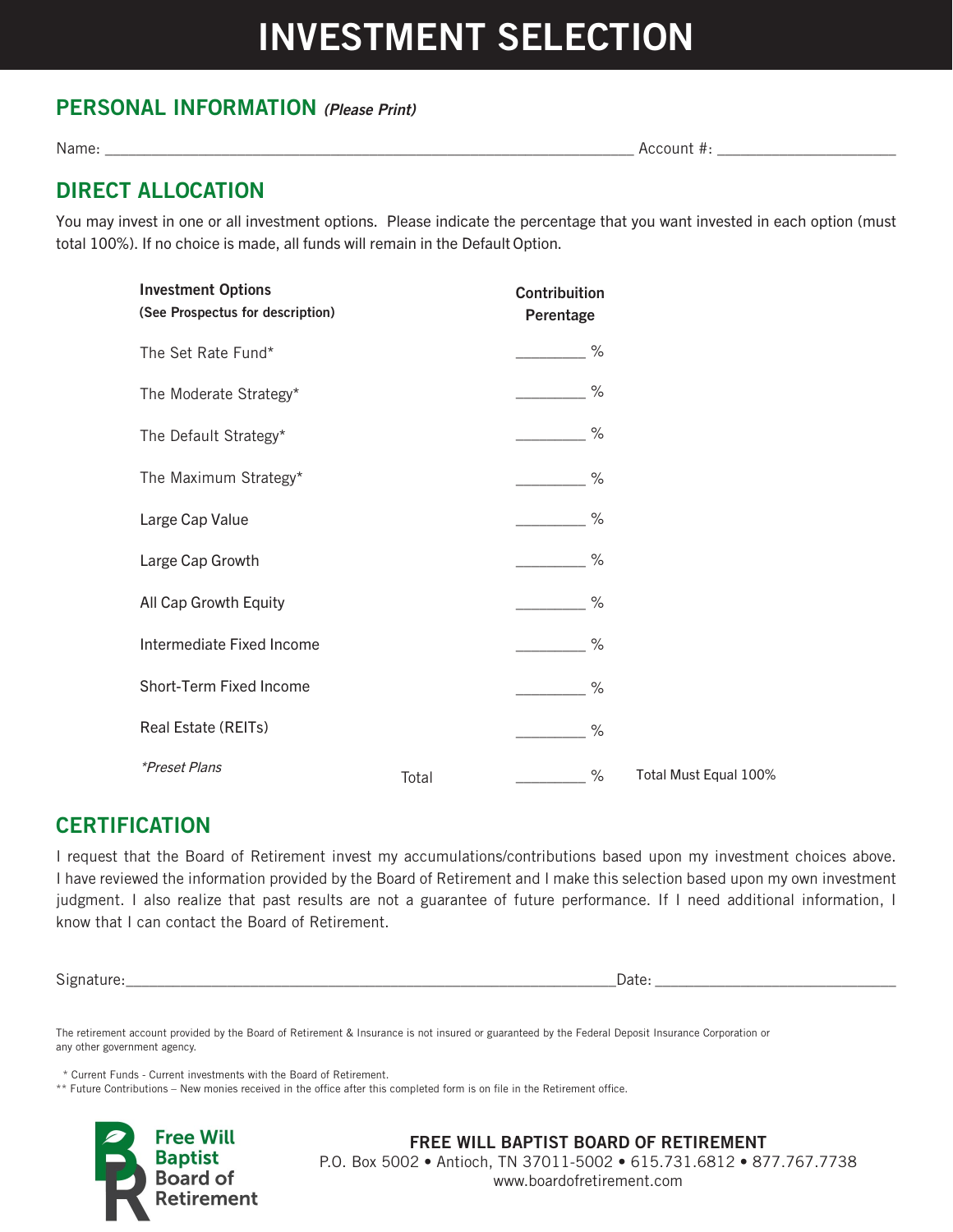# INVESTMENT SELECTION

## PERSONAL INFORMATION *(Please Print)*

Name: ____________________________________________ Account #: ____________________

## DIRECT ALLOCATION

You may invest in one or all investment options. Please indicate the percentage that you want invested in each option (must total 100%). If no choice is made, all funds will remain in the Default Option.

| **Investment Options** (See Prospectus for description) | | **Contribuition Perentage** | |
|---|---|---|---|
| The Set Rate Fund* | | ________ % | |
| The Moderate Strategy* | | ________ % | |
| The Default Strategy* | | ________ % | |
| The Maximum Strategy* | | ________ % | |
| Large Cap Value | | ________ % | |
| Large Cap Growth | | ________ % | |
| All Cap Growth Equity | | ________ % | |
| Intermediate Fixed Income | | ________ % | |
| Short-Term Fixed Income | | ________ % | |
| Real Estate (REITs) | | ________ % | |
| *\*Preset Plans* | Total | ________ % | Total Must Equal 100% |

## CERTIFICATION

I request that the Board of Retirement invest my accumulations/contributions based upon my investment choices above. I have reviewed the information provided by the Board of Retirement and I make this selection based upon my own investment judgment. I also realize that past results are not a guarantee of future performance. If I need additional information, I know that I can contact the Board of Retirement.

Signature:____________________________________________Date: ____________________

The retirement account provided by the Board of Retirement & Insurance is not insured or guaranteed by the Federal Deposit Insurance Corporation or any other government agency.

\* Current Funds - Current investments with the Board of Retirement.
\*\* Future Contributions – New monies received in the office after this completed form is on file in the Retirement office.

Free Will Baptist Board of Retirement

**FREE WILL BAPTIST BOARD OF RETIREMENT**
P.O. Box 5002 • Antioch, TN 37011-5002 • 615.731.6812 • 877.767.7738
www.boardofretirement.com